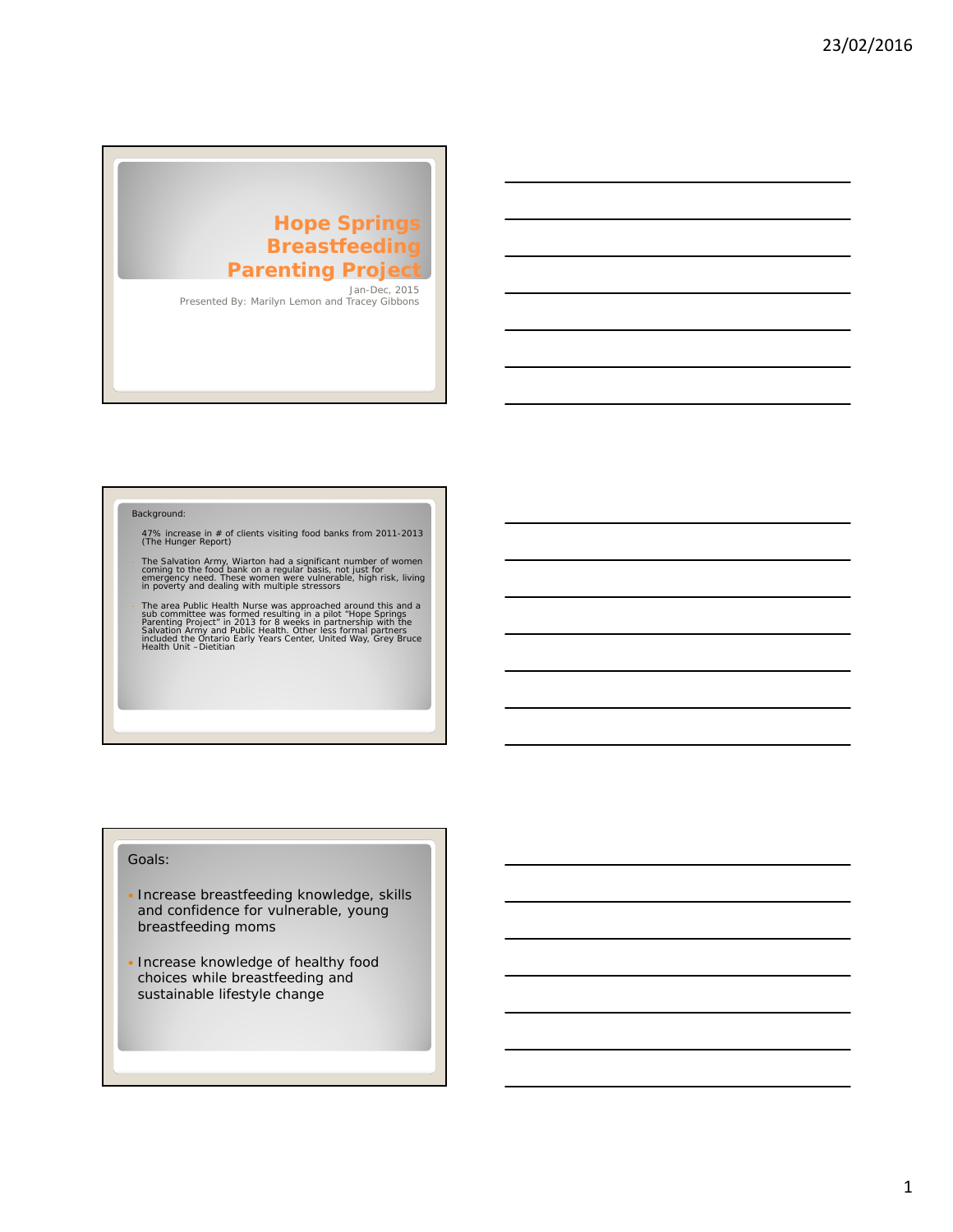# Hope Springs Breastfeeding Parenting Project

Jan-Dec, 2015

Presented By: Marilyn Lemon and Tracey Gibbons

Background:

- 47% increase in # of clients visiting food banks from 2011-2013 (The Hunger Report)
- The Salvation Army, Wiarton had a significant number of women coming to the food bank on a regular basis, not just for emergency need. These women were vulnerable, high risk, living in poverty and dealing with multiple stressors
- The area Public Health Nurse was approached around this and a sub committee was formed resulting in a pilot "Hope Springs Parenting Project" in 2013 for 8 weeks in partnership with the Salvation Army and Public Health. Other less formal partners included the Ontario Early Years Center, United Way, Grey Bruce Health Unit –Dietitian

Goals:

- Increase breastfeeding knowledge, skills and confidence for vulnerable, young breastfeeding moms
- Increase knowledge of healthy food choices while breastfeeding and sustainable lifestyle change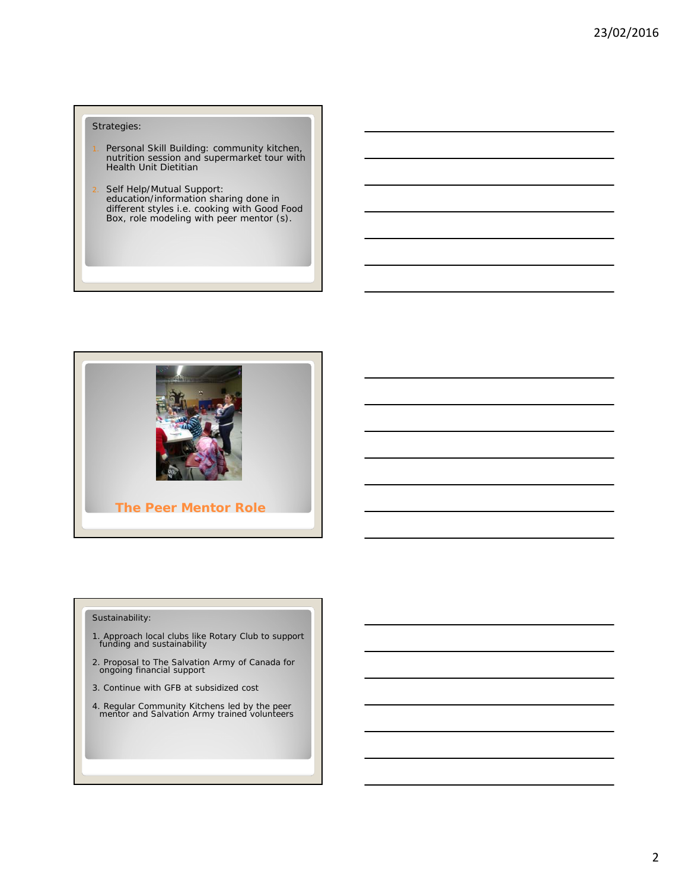Strategies:

1. Personal Skill Building: community kitchen, nutrition session and supermarket tour with Health Unit Dietitian
2. Self Help/Mutual Support: education/information sharing done in different styles i.e. cooking with Good Food Box, role modeling with peer mentor (s).

## The Peer Mentor Role

Sustainability:

1. Approach local clubs like Rotary Club to support funding and sustainability
2. Proposal to The Salvation Army of Canada for ongoing financial support
3. Continue with GFB at subsidized cost
4. Regular Community Kitchens led by the peer mentor and Salvation Army trained volunteers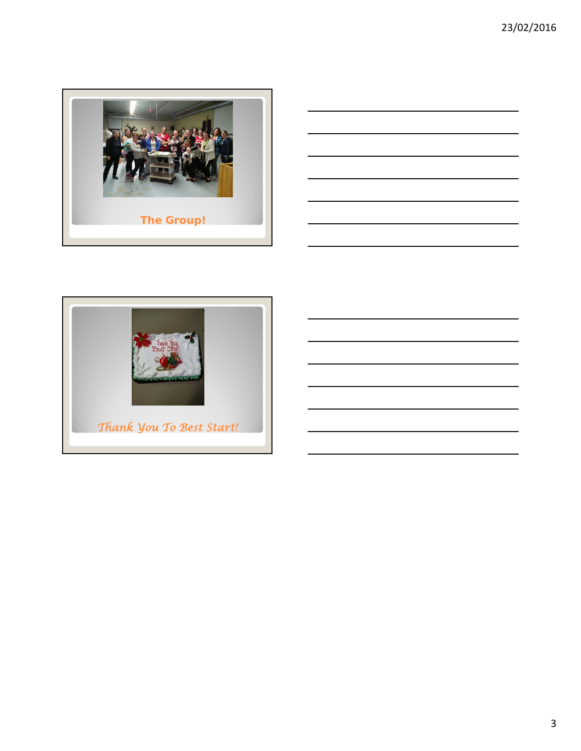**The Group!**

*Thank You To Best Start!*